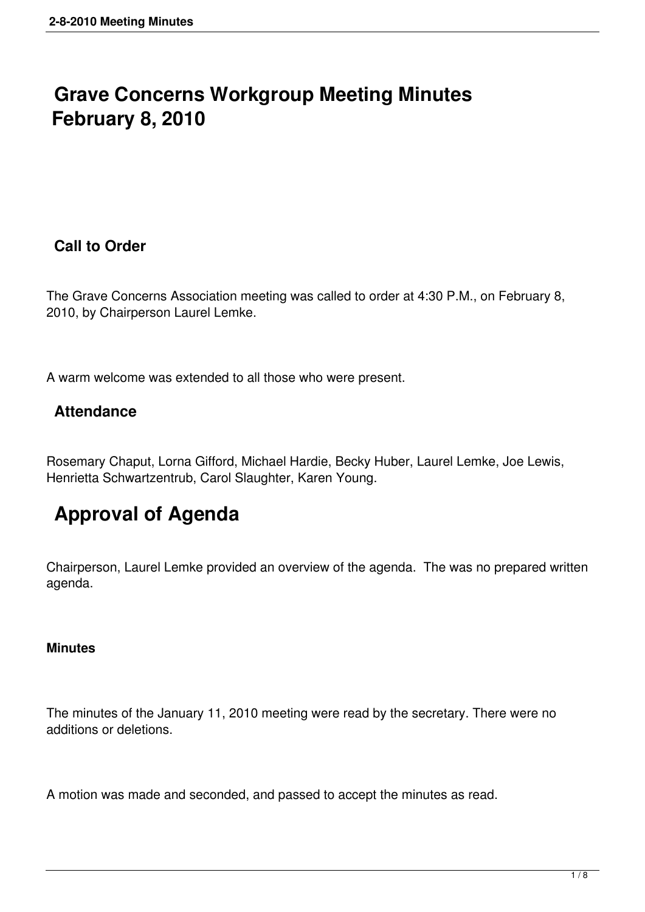# Grave Concerns Workgroup Meeting Minutes
# February 8, 2010

## Call to Order

The Grave Concerns Association meeting was called to order at 4:30 P.M., on February 8, 2010, by Chairperson Laurel Lemke.

A warm welcome was extended to all those who were present.

## Attendance

Rosemary Chaput, Lorna Gifford, Michael Hardie, Becky Huber, Laurel Lemke, Joe Lewis, Henrietta Schwartzentrub, Carol Slaughter, Karen Young.

# Approval of Agenda

Chairperson, Laurel Lemke provided an overview of the agenda. The was no prepared written agenda.

**Minutes**

The minutes of the January 11, 2010 meeting were read by the secretary. There were no additions or deletions.

A motion was made and seconded, and passed to accept the minutes as read.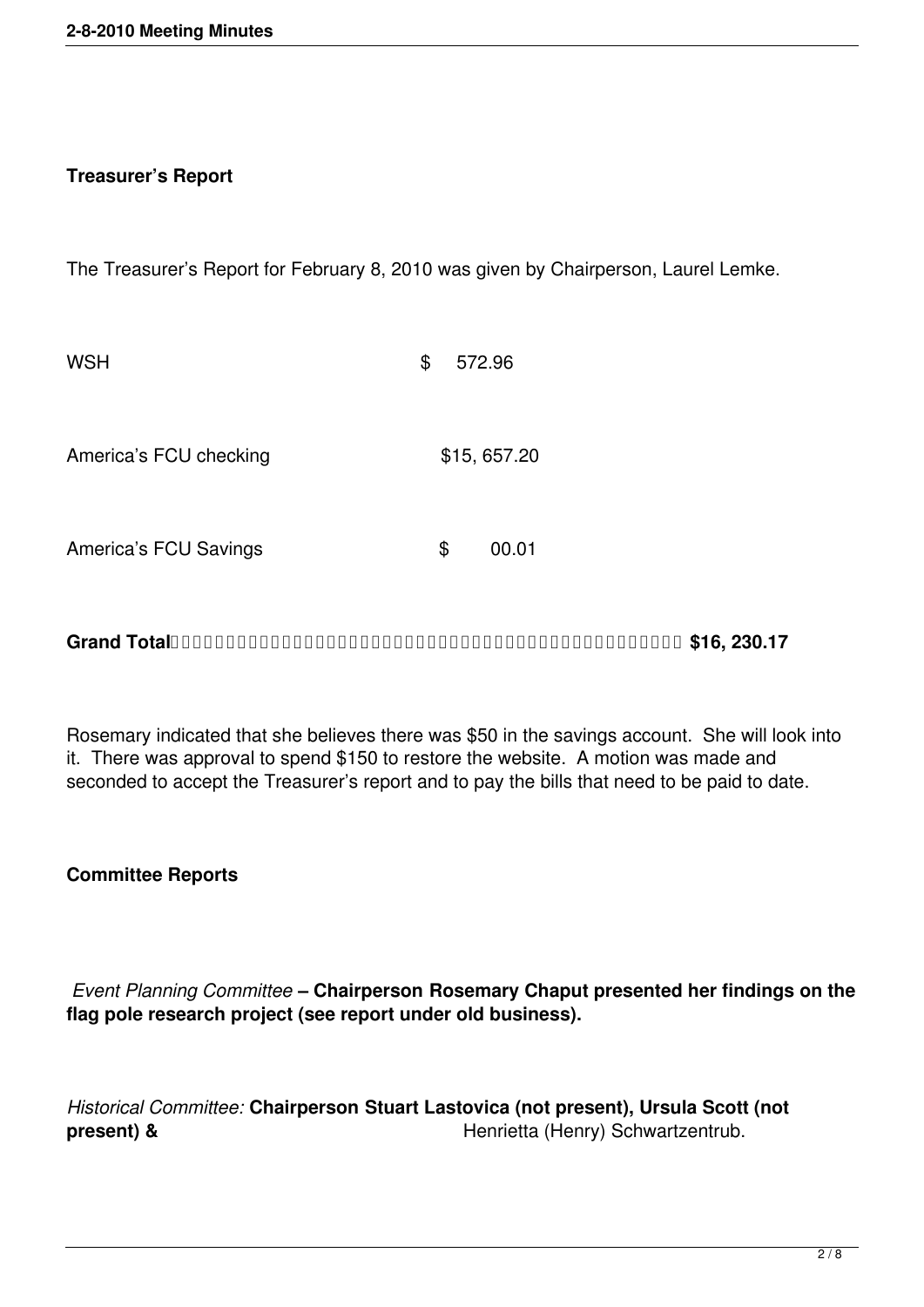**Treasurer's Report**

The Treasurer's Report for February 8, 2010 was given by Chairperson, Laurel Lemke.

| | |
|---|---|
| WSH | $ 572.96 |
| America's FCU checking | $15, 657.20 |
| America's FCU Savings | $ 00.01 |
| **Grand Total** | **$16, 230.17** |

Rosemary indicated that she believes there was $50 in the savings account. She will look into it. There was approval to spend $150 to restore the website. A motion was made and seconded to accept the Treasurer's report and to pay the bills that need to be paid to date.

**Committee Reports**

*Event Planning Committee* **– Chairperson Rosemary Chaput presented her findings on the flag pole research project (see report under old business).**

*Historical Committee:* **Chairperson Stuart Lastovica (not present), Ursula Scott (not present) &** Henrietta (Henry) Schwartzentrub.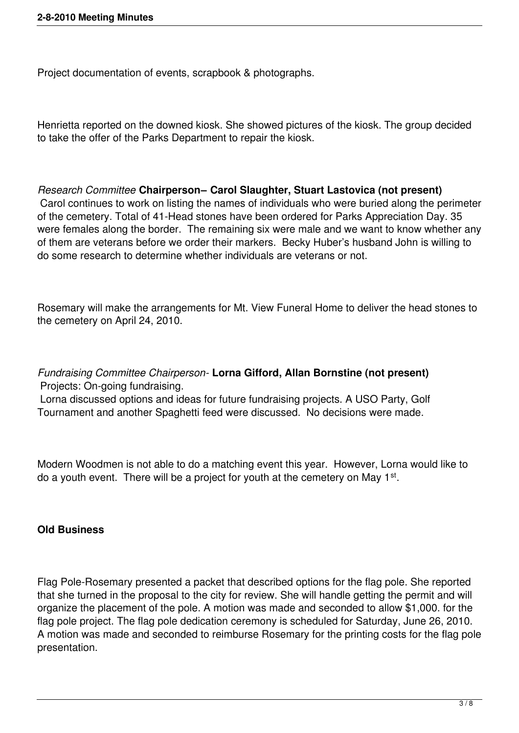Project documentation of events, scrapbook & photographs.

Henrietta reported on the downed kiosk. She showed pictures of the kiosk. The group decided to take the offer of the Parks Department to repair the kiosk.

*Research Committee* **Chairperson– Carol Slaughter, Stuart Lastovica (not present)**
Carol continues to work on listing the names of individuals who were buried along the perimeter of the cemetery. Total of 41-Head stones have been ordered for Parks Appreciation Day. 35 were females along the border. The remaining six were male and we want to know whether any of them are veterans before we order their markers. Becky Huber's husband John is willing to do some research to determine whether individuals are veterans or not.

Rosemary will make the arrangements for Mt. View Funeral Home to deliver the head stones to the cemetery on April 24, 2010.

*Fundraising Committee Chairperson-* **Lorna Gifford, Allan Bornstine (not present)**
Projects: On-going fundraising.
Lorna discussed options and ideas for future fundraising projects. A USO Party, Golf Tournament and another Spaghetti feed were discussed. No decisions were made.

Modern Woodmen is not able to do a matching event this year. However, Lorna would like to do a youth event. There will be a project for youth at the cemetery on May 1st.

**Old Business**

Flag Pole-Rosemary presented a packet that described options for the flag pole. She reported that she turned in the proposal to the city for review. She will handle getting the permit and will organize the placement of the pole. A motion was made and seconded to allow $1,000. for the flag pole project. The flag pole dedication ceremony is scheduled for Saturday, June 26, 2010. A motion was made and seconded to reimburse Rosemary for the printing costs for the flag pole presentation.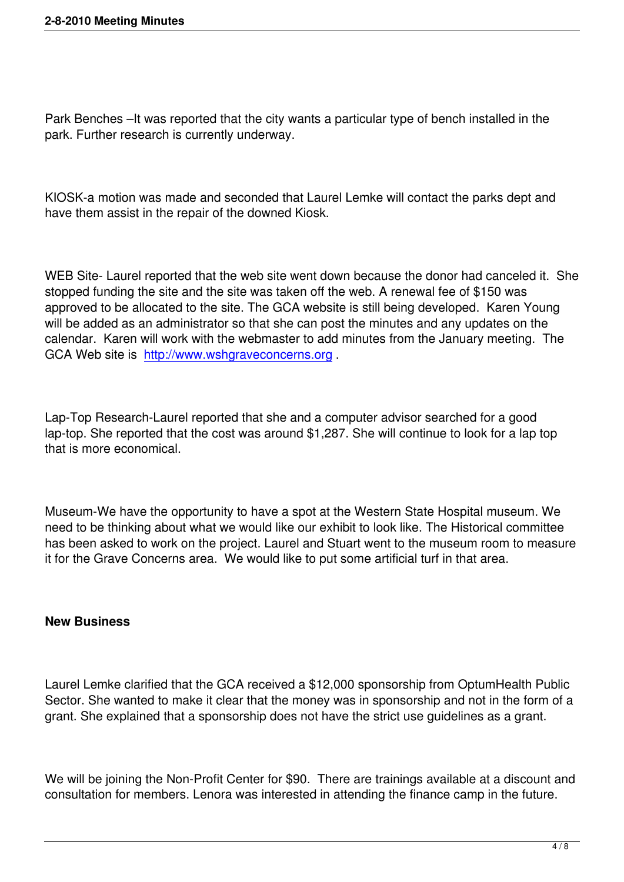Park Benches –It was reported that the city wants a particular type of bench installed in the park. Further research is currently underway.

KIOSK-a motion was made and seconded that Laurel Lemke will contact the parks dept and have them assist in the repair of the downed Kiosk.

WEB Site- Laurel reported that the web site went down because the donor had canceled it. She stopped funding the site and the site was taken off the web. A renewal fee of $150 was approved to be allocated to the site. The GCA website is still being developed. Karen Young will be added as an administrator so that she can post the minutes and any updates on the calendar. Karen will work with the webmaster to add minutes from the January meeting. The GCA Web site is [http://www.wshgraveconcerns.org](http://www.wshgraveconcerns.org) .

Lap-Top Research-Laurel reported that she and a computer advisor searched for a good lap-top. She reported that the cost was around $1,287. She will continue to look for a lap top that is more economical.

Museum-We have the opportunity to have a spot at the Western State Hospital museum. We need to be thinking about what we would like our exhibit to look like. The Historical committee has been asked to work on the project. Laurel and Stuart went to the museum room to measure it for the Grave Concerns area. We would like to put some artificial turf in that area.

**New Business**

Laurel Lemke clarified that the GCA received a $12,000 sponsorship from OptumHealth Public Sector. She wanted to make it clear that the money was in sponsorship and not in the form of a grant. She explained that a sponsorship does not have the strict use guidelines as a grant.

We will be joining the Non-Profit Center for $90. There are trainings available at a discount and consultation for members. Lenora was interested in attending the finance camp in the future.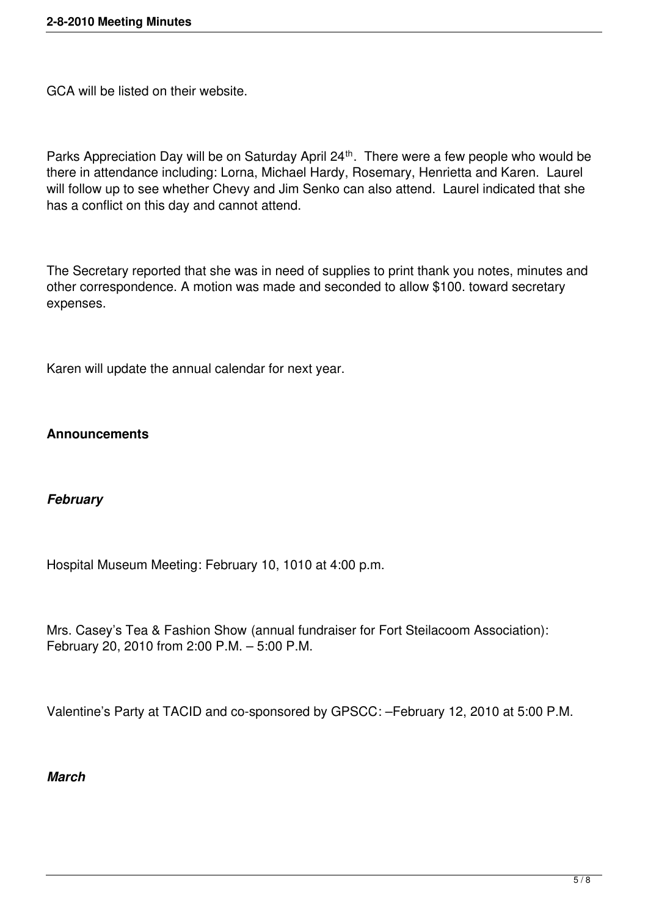GCA will be listed on their website.

Parks Appreciation Day will be on Saturday April 24th. There were a few people who would be there in attendance including: Lorna, Michael Hardy, Rosemary, Henrietta and Karen. Laurel will follow up to see whether Chevy and Jim Senko can also attend. Laurel indicated that she has a conflict on this day and cannot attend.

The Secretary reported that she was in need of supplies to print thank you notes, minutes and other correspondence. A motion was made and seconded to allow $100. toward secretary expenses.

Karen will update the annual calendar for next year.

**Announcements**

***February***

Hospital Museum Meeting: February 10, 1010 at 4:00 p.m.

Mrs. Casey's Tea & Fashion Show (annual fundraiser for Fort Steilacoom Association): February 20, 2010 from 2:00 P.M. – 5:00 P.M.

Valentine's Party at TACID and co-sponsored by GPSCC: –February 12, 2010 at 5:00 P.M.

***March***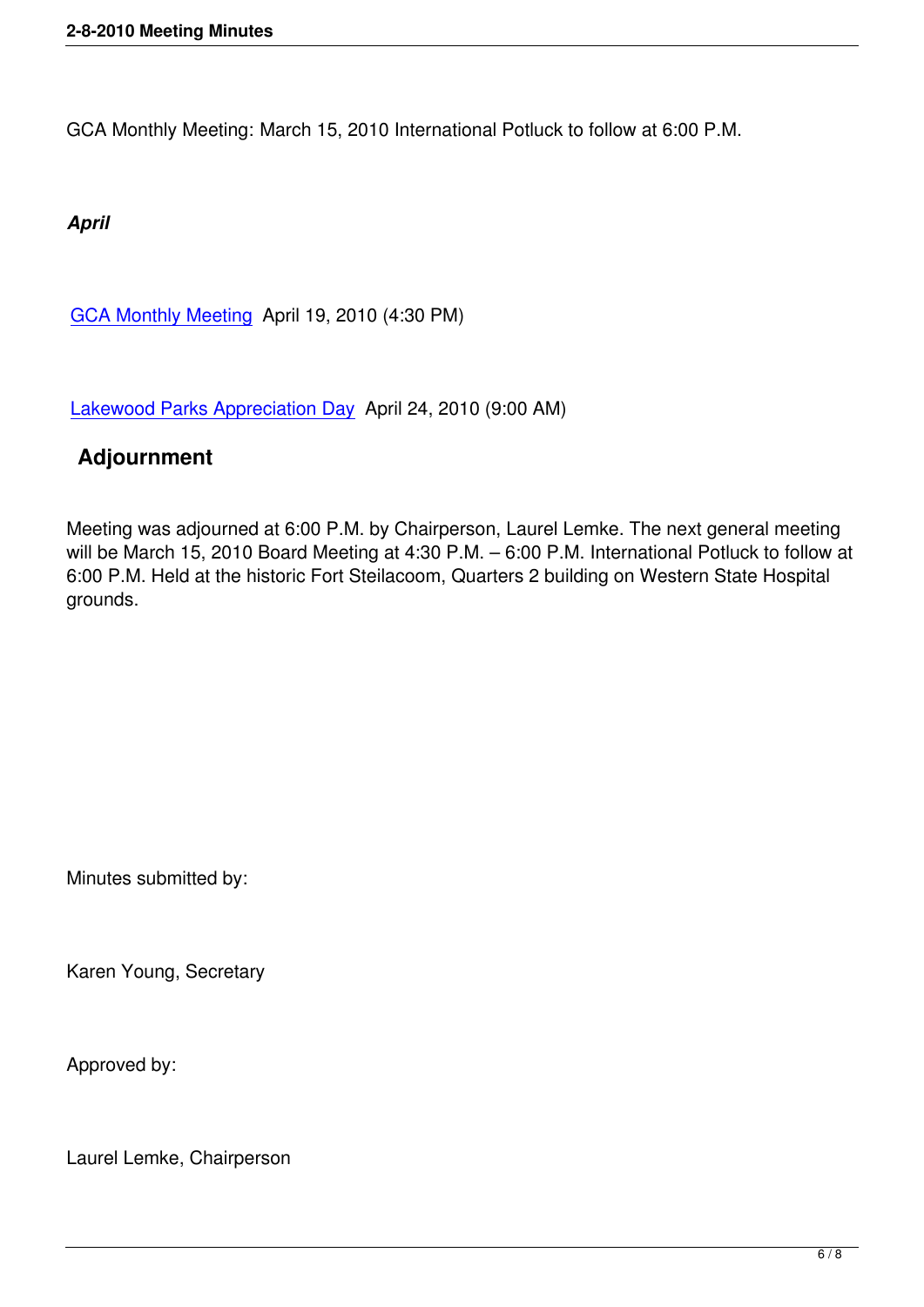GCA Monthly Meeting: March 15, 2010 International Potluck to follow at 6:00 P.M.

*April*

GCA Monthly Meeting April 19, 2010 (4:30 PM)

Lakewood Parks Appreciation Day April 24, 2010 (9:00 AM)

## Adjournment

Meeting was adjourned at 6:00 P.M. by Chairperson, Laurel Lemke. The next general meeting will be March 15, 2010 Board Meeting at 4:30 P.M. – 6:00 P.M. International Potluck to follow at 6:00 P.M. Held at the historic Fort Steilacoom, Quarters 2 building on Western State Hospital grounds.

Minutes submitted by:

Karen Young, Secretary

Approved by:

Laurel Lemke, Chairperson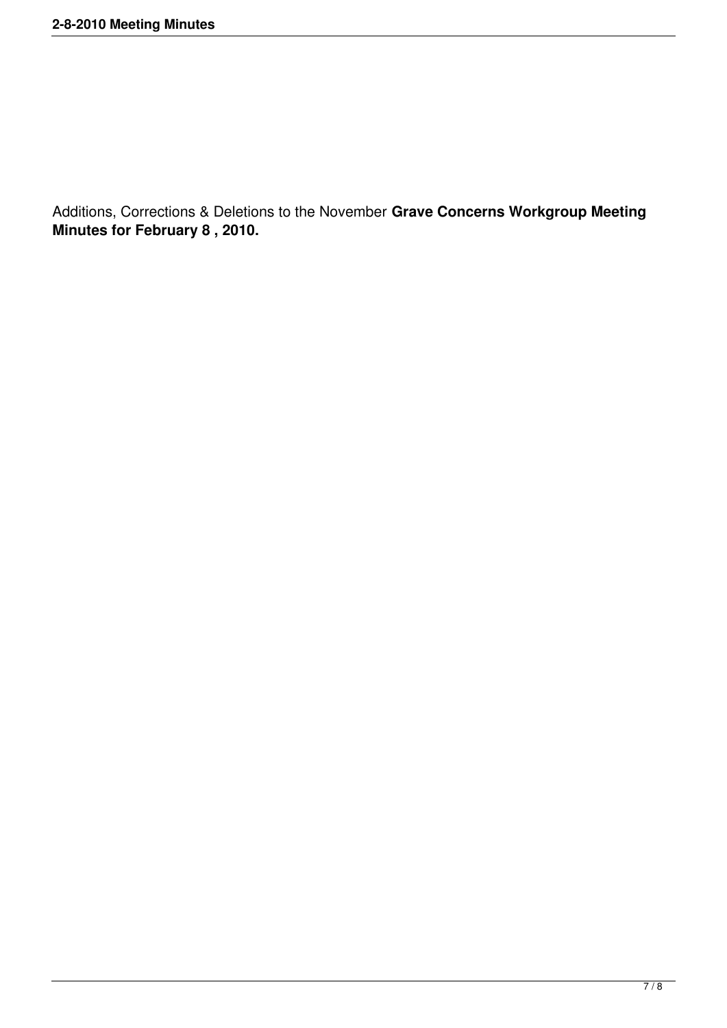Additions, Corrections & Deletions to the November **Grave Concerns Workgroup Meeting Minutes for February 8 , 2010.**